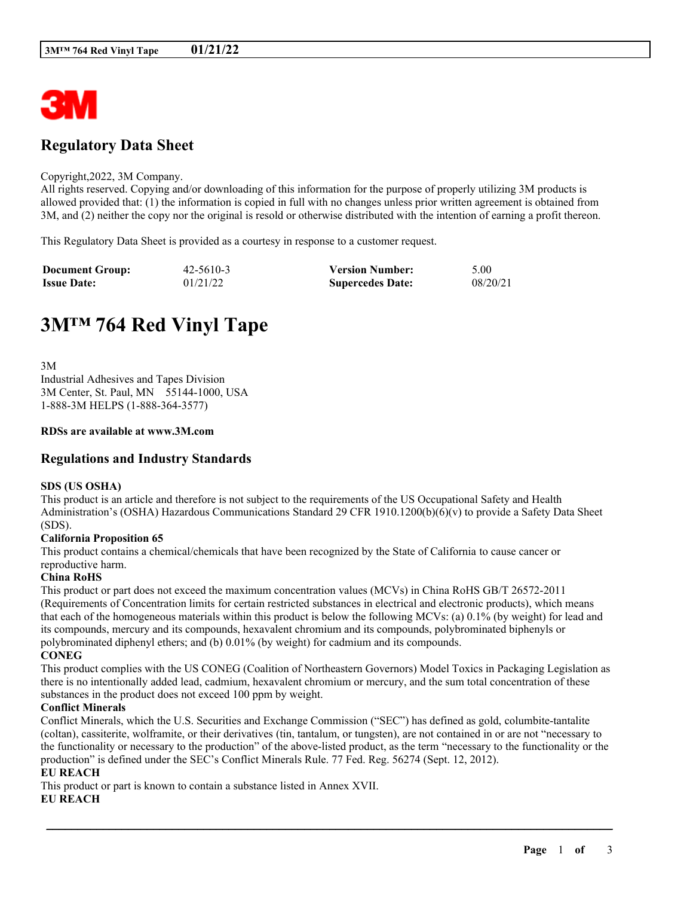# Regulatory Data Sheet

Copyright,2022, 3M Company.
All rights reserved. Copying and/or downloading of this information for the purpose of properly utilizing 3M products is allowed provided that: (1) the information is copied in full with no changes unless prior written agreement is obtained from 3M, and (2) neither the copy nor the original is resold or otherwise distributed with the intention of earning a profit thereon.

This Regulatory Data Sheet is provided as a courtesy in response to a customer request.

| | | | |
|---|---|---|---|
| **Document Group:** | 42-5610-3 | **Version Number:** | 5.00 |
| **Issue Date:** | 01/21/22 | **Supercedes Date:** | 08/20/21 |

# 3M™ 764 Red Vinyl Tape

3M
Industrial Adhesives and Tapes Division
3M Center, St. Paul, MN 55144-1000, USA
1-888-3M HELPS (1-888-364-3577)

**RDSs are available at www.3M.com**

## Regulations and Industry Standards

**SDS (US OSHA)**
This product is an article and therefore is not subject to the requirements of the US Occupational Safety and Health Administration's (OSHA) Hazardous Communications Standard 29 CFR 1910.1200(b)(6)(v) to provide a Safety Data Sheet (SDS).

**California Proposition 65**
This product contains a chemical/chemicals that have been recognized by the State of California to cause cancer or reproductive harm.

**China RoHS**
This product or part does not exceed the maximum concentration values (MCVs) in China RoHS GB/T 26572-2011 (Requirements of Concentration limits for certain restricted substances in electrical and electronic products), which means that each of the homogeneous materials within this product is below the following MCVs: (a) 0.1% (by weight) for lead and its compounds, mercury and its compounds, hexavalent chromium and its compounds, polybrominated biphenyls or polybrominated diphenyl ethers; and (b) 0.01% (by weight) for cadmium and its compounds.

**CONEG**
This product complies with the US CONEG (Coalition of Northeastern Governors) Model Toxics in Packaging Legislation as there is no intentionally added lead, cadmium, hexavalent chromium or mercury, and the sum total concentration of these substances in the product does not exceed 100 ppm by weight.

**Conflict Minerals**
Conflict Minerals, which the U.S. Securities and Exchange Commission ("SEC") has defined as gold, columbite-tantalite (coltan), cassiterite, wolframite, or their derivatives (tin, tantalum, or tungsten), are not contained in or are not "necessary to the functionality or necessary to the production" of the above-listed product, as the term "necessary to the functionality or the production" is defined under the SEC's Conflict Minerals Rule. 77 Fed. Reg. 56274 (Sept. 12, 2012).

**EU REACH**
This product or part is known to contain a substance listed in Annex XVII.

**EU REACH**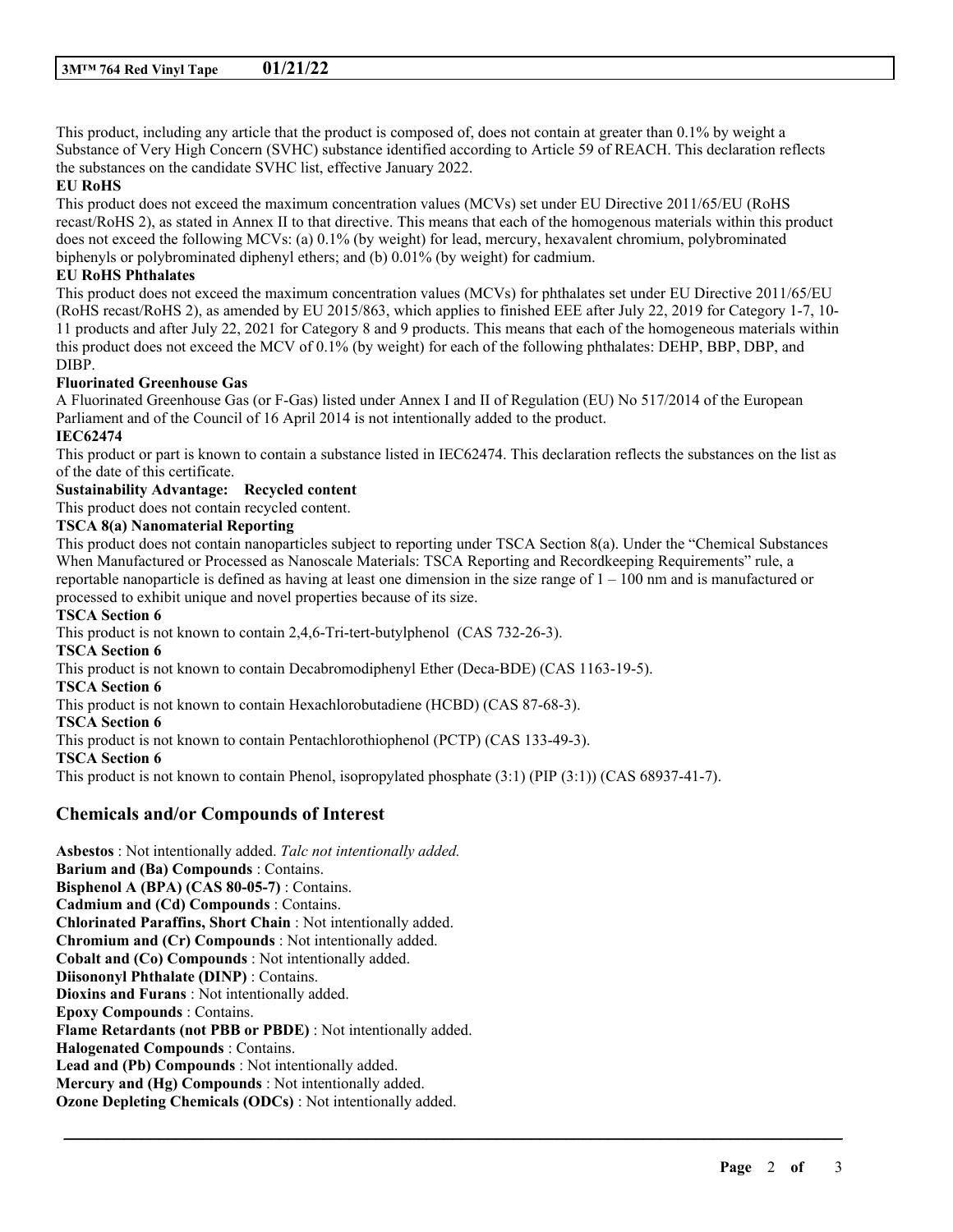This product, including any article that the product is composed of, does not contain at greater than 0.1% by weight a Substance of Very High Concern (SVHC) substance identified according to Article 59 of REACH. This declaration reflects the substances on the candidate SVHC list, effective January 2022.

**EU RoHS**

This product does not exceed the maximum concentration values (MCVs) set under EU Directive 2011/65/EU (RoHS recast/RoHS 2), as stated in Annex II to that directive. This means that each of the homogenous materials within this product does not exceed the following MCVs: (a) 0.1% (by weight) for lead, mercury, hexavalent chromium, polybrominated biphenyls or polybrominated diphenyl ethers; and (b) 0.01% (by weight) for cadmium.

**EU RoHS Phthalates**

This product does not exceed the maximum concentration values (MCVs) for phthalates set under EU Directive 2011/65/EU (RoHS recast/RoHS 2), as amended by EU 2015/863, which applies to finished EEE after July 22, 2019 for Category 1-7, 10-11 products and after July 22, 2021 for Category 8 and 9 products. This means that each of the homogeneous materials within this product does not exceed the MCV of 0.1% (by weight) for each of the following phthalates: DEHP, BBP, DBP, and DIBP.

**Fluorinated Greenhouse Gas**

A Fluorinated Greenhouse Gas (or F-Gas) listed under Annex I and II of Regulation (EU) No 517/2014 of the European Parliament and of the Council of 16 April 2014 is not intentionally added to the product.

**IEC62474**

This product or part is known to contain a substance listed in IEC62474. This declaration reflects the substances on the list as of the date of this certificate.

**Sustainability Advantage: Recycled content**

This product does not contain recycled content.

**TSCA 8(a) Nanomaterial Reporting**

This product does not contain nanoparticles subject to reporting under TSCA Section 8(a). Under the "Chemical Substances When Manufactured or Processed as Nanoscale Materials: TSCA Reporting and Recordkeeping Requirements" rule, a reportable nanoparticle is defined as having at least one dimension in the size range of 1 – 100 nm and is manufactured or processed to exhibit unique and novel properties because of its size.

**TSCA Section 6**

This product is not known to contain 2,4,6-Tri-tert-butylphenol (CAS 732-26-3).

**TSCA Section 6**

This product is not known to contain Decabromodiphenyl Ether (Deca-BDE) (CAS 1163-19-5).

**TSCA Section 6**

This product is not known to contain Hexachlorobutadiene (HCBD) (CAS 87-68-3).

**TSCA Section 6**

This product is not known to contain Pentachlorothiophenol (PCTP) (CAS 133-49-3).

**TSCA Section 6**

This product is not known to contain Phenol, isopropylated phosphate (3:1) (PIP (3:1)) (CAS 68937-41-7).

## Chemicals and/or Compounds of Interest

**Asbestos** : Not intentionally added. *Talc not intentionally added.*
**Barium and (Ba) Compounds** : Contains.
**Bisphenol A (BPA) (CAS 80-05-7)** : Contains.
**Cadmium and (Cd) Compounds** : Contains.
**Chlorinated Paraffins, Short Chain** : Not intentionally added.
**Chromium and (Cr) Compounds** : Not intentionally added.
**Cobalt and (Co) Compounds** : Not intentionally added.
**Diisononyl Phthalate (DINP)** : Contains.
**Dioxins and Furans** : Not intentionally added.
**Epoxy Compounds** : Contains.
**Flame Retardants (not PBB or PBDE)** : Not intentionally added.
**Halogenated Compounds** : Contains.
**Lead and (Pb) Compounds** : Not intentionally added.
**Mercury and (Hg) Compounds** : Not intentionally added.
**Ozone Depleting Chemicals (ODCs)** : Not intentionally added.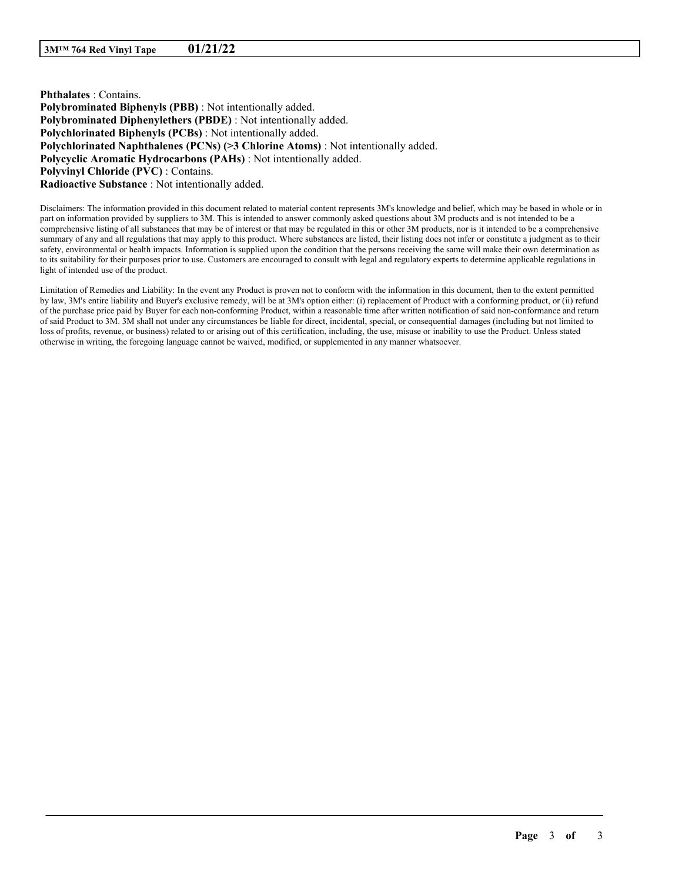**Phthalates** : Contains.
**Polybrominated Biphenyls (PBB)** : Not intentionally added.
**Polybrominated Diphenylethers (PBDE)** : Not intentionally added.
**Polychlorinated Biphenyls (PCBs)** : Not intentionally added.
**Polychlorinated Naphthalenes (PCNs) (>3 Chlorine Atoms)** : Not intentionally added.
**Polycyclic Aromatic Hydrocarbons (PAHs)** : Not intentionally added.
**Polyvinyl Chloride (PVC)** : Contains.
**Radioactive Substance** : Not intentionally added.

Disclaimers: The information provided in this document related to material content represents 3M's knowledge and belief, which may be based in whole or in part on information provided by suppliers to 3M. This is intended to answer commonly asked questions about 3M products and is not intended to be a comprehensive listing of all substances that may be of interest or that may be regulated in this or other 3M products, nor is it intended to be a comprehensive summary of any and all regulations that may apply to this product. Where substances are listed, their listing does not infer or constitute a judgment as to their safety, environmental or health impacts. Information is supplied upon the condition that the persons receiving the same will make their own determination as to its suitability for their purposes prior to use. Customers are encouraged to consult with legal and regulatory experts to determine applicable regulations in light of intended use of the product.

Limitation of Remedies and Liability: In the event any Product is proven not to conform with the information in this document, then to the extent permitted by law, 3M's entire liability and Buyer's exclusive remedy, will be at 3M's option either: (i) replacement of Product with a conforming product, or (ii) refund of the purchase price paid by Buyer for each non-conforming Product, within a reasonable time after written notification of said non-conformance and return of said Product to 3M. 3M shall not under any circumstances be liable for direct, incidental, special, or consequential damages (including but not limited to loss of profits, revenue, or business) related to or arising out of this certification, including, the use, misuse or inability to use the Product. Unless stated otherwise in writing, the foregoing language cannot be waived, modified, or supplemented in any manner whatsoever.